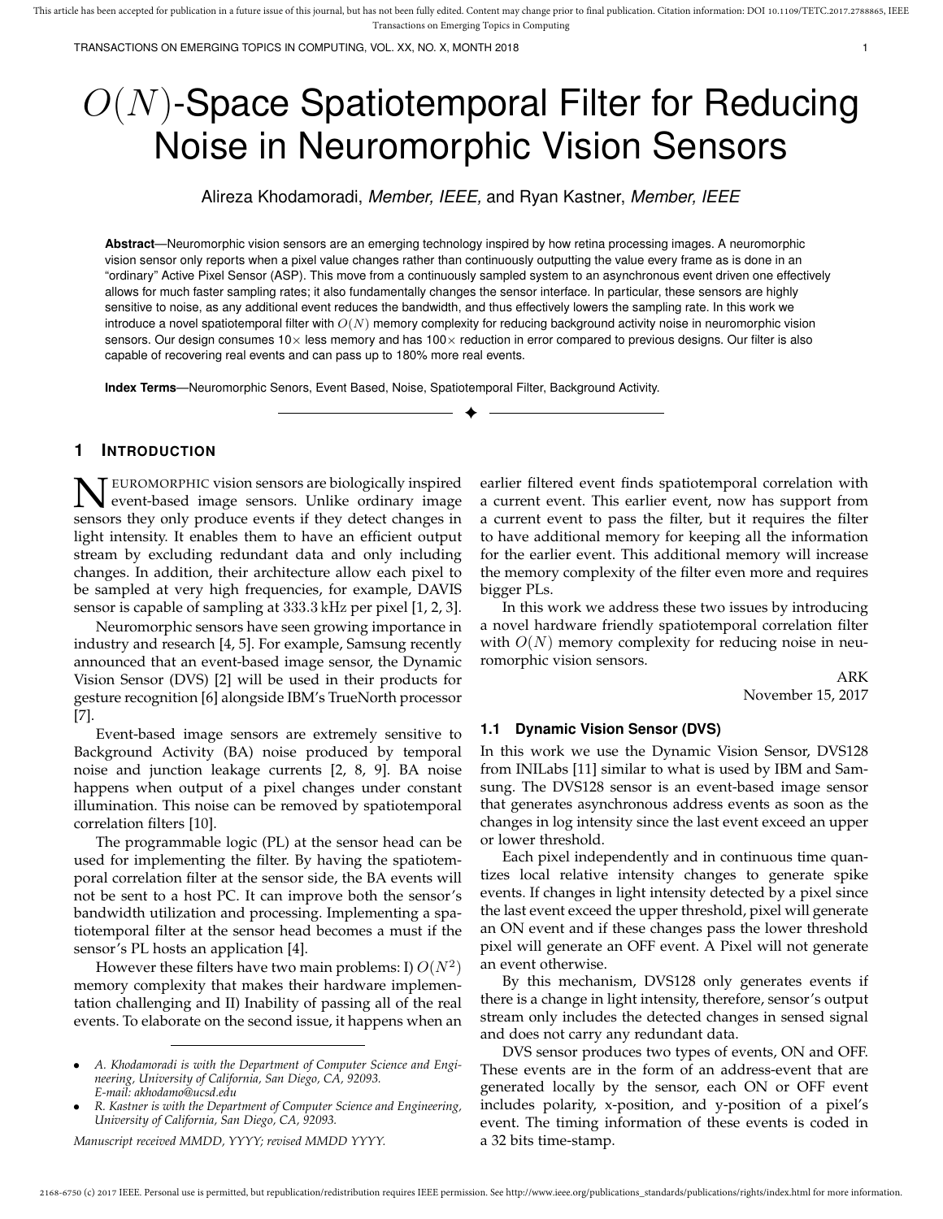# $O(N)$-Space Spatiotemporal Filter for Reducing Noise in Neuromorphic Vision Sensors

Alireza Khodamoradi, *Member, IEEE,* and Ryan Kastner, *Member, IEEE*

**Abstract**—Neuromorphic vision sensors are an emerging technology inspired by how retina processing images. A neuromorphic vision sensor only reports when a pixel value changes rather than continuously outputting the value every frame as is done in an "ordinary" Active Pixel Sensor (ASP). This move from a continuously sampled system to an asynchronous event driven one effectively allows for much faster sampling rates; it also fundamentally changes the sensor interface. In particular, these sensors are highly sensitive to noise, as any additional event reduces the bandwidth, and thus effectively lowers the sampling rate. In this work we introduce a novel spatiotemporal filter with $O(N)$ memory complexity for reducing background activity noise in neuromorphic vision sensors. Our design consumes 10× less memory and has 100× reduction in error compared to previous designs. Our filter is also capable of recovering real events and can pass up to 180% more real events.

**Index Terms**—Neuromorphic Senors, Event Based, Noise, Spatiotemporal Filter, Background Activity.

## 1 Introduction

Neuromorphic vision sensors are biologically inspired event-based image sensors. Unlike ordinary image sensors they only produce events if they detect changes in light intensity. It enables them to have an efficient output stream by excluding redundant data and only including changes. In addition, their architecture allow each pixel to be sampled at very high frequencies, for example, DAVIS sensor is capable of sampling at $333.3\,\text{kHz}$ per pixel [1, 2, 3].

Neuromorphic sensors have seen growing importance in industry and research [4, 5]. For example, Samsung recently announced that an event-based image sensor, the Dynamic Vision Sensor (DVS) [2] will be used in their products for gesture recognition [6] alongside IBM's TrueNorth processor [7].

Event-based image sensors are extremely sensitive to Background Activity (BA) noise produced by temporal noise and junction leakage currents [2, 8, 9]. BA noise happens when output of a pixel changes under constant illumination. This noise can be removed by spatiotemporal correlation filters [10].

The programmable logic (PL) at the sensor head can be used for implementing the filter. By having the spatiotemporal correlation filter at the sensor side, the BA events will not be sent to a host PC. It can improve both the sensor's bandwidth utilization and processing. Implementing a spatiotemporal filter at the sensor head becomes a must if the sensor's PL hosts an application [4].

However these filters have two main problems: I) $O(N^2)$ memory complexity that makes their hardware implementation challenging and II) Inability of passing all of the real events. To elaborate on the second issue, it happens when an earlier filtered event finds spatiotemporal correlation with a current event. This earlier event, now has support from a current event to pass the filter, but it requires the filter to have additional memory for keeping all the information for the earlier event. This additional memory will increase the memory complexity of the filter even more and requires bigger PLs.

In this work we address these two issues by introducing a novel hardware friendly spatiotemporal correlation filter with $O(N)$ memory complexity for reducing noise in neuromorphic vision sensors.

ARK
November 15, 2017

### 1.1 Dynamic Vision Sensor (DVS)

In this work we use the Dynamic Vision Sensor, DVS128 from INILabs [11] similar to what is used by IBM and Samsung. The DVS128 sensor is an event-based image sensor that generates asynchronous address events as soon as the changes in log intensity since the last event exceed an upper or lower threshold.

Each pixel independently and in continuous time quantizes local relative intensity changes to generate spike events. If changes in light intensity detected by a pixel since the last event exceed the upper threshold, pixel will generate an ON event and if these changes pass the lower threshold pixel will generate an OFF event. A Pixel will not generate an event otherwise.

By this mechanism, DVS128 only generates events if there is a change in light intensity, therefore, sensor's output stream only includes the detected changes in sensed signal and does not carry any redundant data.

DVS sensor produces two types of events, ON and OFF. These events are in the form of an address-event that are generated locally by the sensor, each ON or OFF event includes polarity, x-position, and y-position of a pixel's event. The timing information of these events is coded in a 32 bits time-stamp.

- *A. Khodamoradi is with the Department of Computer Science and Engineering, University of California, San Diego, CA, 92093. E-mail: akhodamo@ucsd.edu*
- *R. Kastner is with the Department of Computer Science and Engineering, University of California, San Diego, CA, 92093.*

*Manuscript received MMDD, YYYY; revised MMDD YYYY.*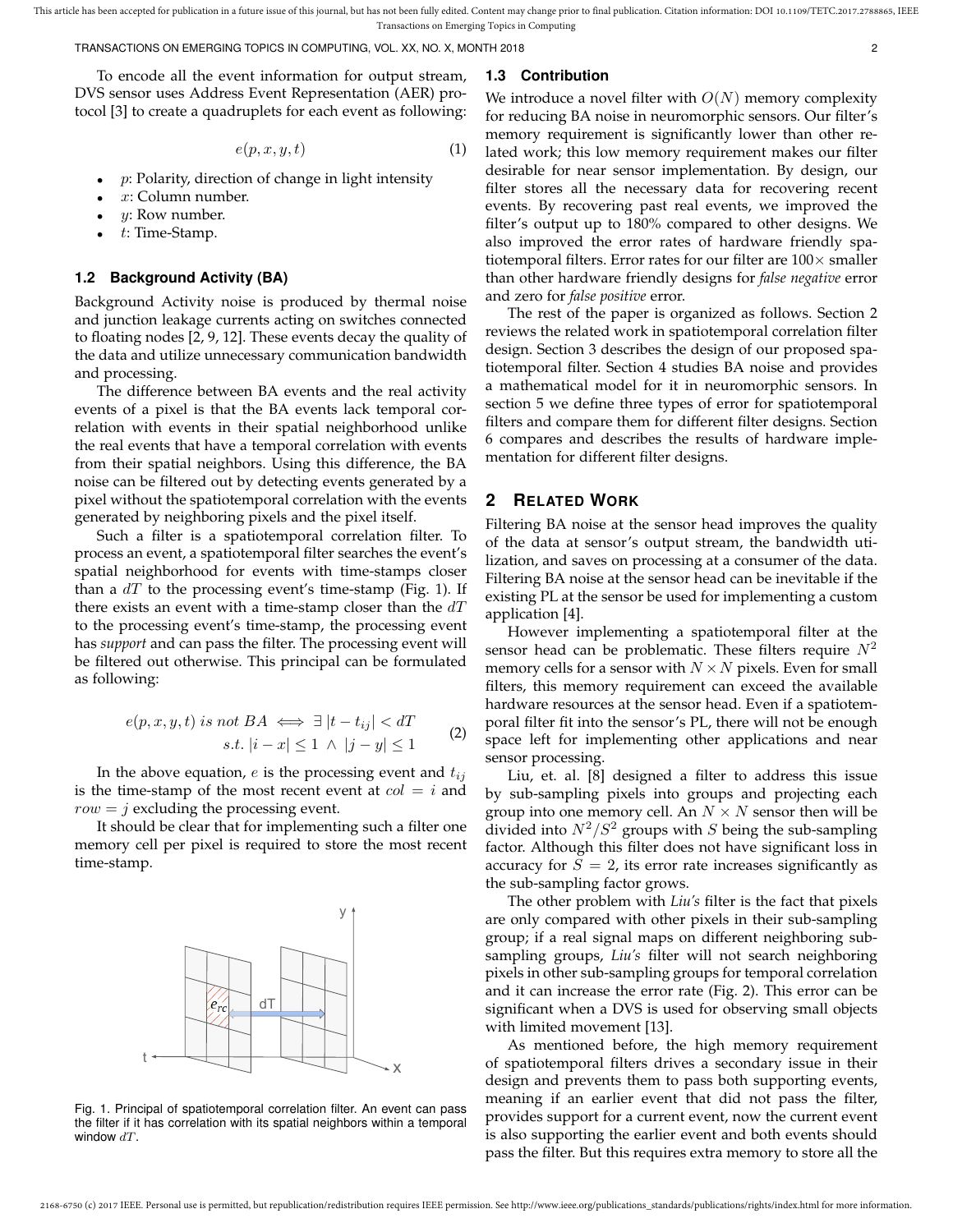To encode all the event information for output stream, DVS sensor uses Address Event Representation (AER) protocol [3] to create a quadruplets for each event as following:

$$e(p, x, y, t) \tag{1}$$

- $p$: Polarity, direction of change in light intensity
- $x$: Column number.
- $y$: Row number.
- $t$: Time-Stamp.

### 1.2 Background Activity (BA)

Background Activity noise is produced by thermal noise and junction leakage currents acting on switches connected to floating nodes [2, 9, 12]. These events decay the quality of the data and utilize unnecessary communication bandwidth and processing.

The difference between BA events and the real activity events of a pixel is that the BA events lack temporal correlation with events in their spatial neighborhood unlike the real events that have a temporal correlation with events from their spatial neighbors. Using this difference, the BA noise can be filtered out by detecting events generated by a pixel without the spatiotemporal correlation with the events generated by neighboring pixels and the pixel itself.

Such a filter is a spatiotemporal correlation filter. To process an event, a spatiotemporal filter searches the event's spatial neighborhood for events with time-stamps closer than a $dT$ to the processing event's time-stamp (Fig. 1). If there exists an event with a time-stamp closer than the $dT$ to the processing event's time-stamp, the processing event has *support* and can pass the filter. The processing event will be filtered out otherwise. This principal can be formulated as following:

$$\begin{aligned} e(p, x, y, t) \ is \ not \ BA \iff \exists \, |t - t_{ij}| < dT \\ s.t. \ |i - x| \leq 1 \ \wedge \ |j - y| \leq 1 \end{aligned} \tag{2}$$

In the above equation, $e$ is the processing event and $t_{ij}$ is the time-stamp of the most recent event at $col = i$ and $row = j$ excluding the processing event.

It should be clear that for implementing such a filter one memory cell per pixel is required to store the most recent time-stamp.

Fig. 1. Principal of spatiotemporal correlation filter. An event can pass the filter if it has correlation with its spatial neighbors within a temporal window $dT$.

### 1.3 Contribution

We introduce a novel filter with $O(N)$ memory complexity for reducing BA noise in neuromorphic sensors. Our filter's memory requirement is significantly lower than other related work; this low memory requirement makes our filter desirable for near sensor implementation. By design, our filter stores all the necessary data for recovering recent events. By recovering past real events, we improved the filter's output up to 180% compared to other designs. We also improved the error rates of hardware friendly spatiotemporal filters. Error rates for our filter are $100\times$ smaller than other hardware friendly designs for *false negative* error and zero for *false positive* error.

The rest of the paper is organized as follows. Section 2 reviews the related work in spatiotemporal correlation filter design. Section 3 describes the design of our proposed spatiotemporal filter. Section 4 studies BA noise and provides a mathematical model for it in neuromorphic sensors. In section 5 we define three types of error for spatiotemporal filters and compare them for different filter designs. Section 6 compares and describes the results of hardware implementation for different filter designs.

## 2 Related Work

Filtering BA noise at the sensor head improves the quality of the data at sensor's output stream, the bandwidth utilization, and saves on processing at a consumer of the data. Filtering BA noise at the sensor head can be inevitable if the existing PL at the sensor be used for implementing a custom application [4].

However implementing a spatiotemporal filter at the sensor head can be problematic. These filters require $N^2$ memory cells for a sensor with $N \times N$ pixels. Even for small filters, this memory requirement can exceed the available hardware resources at the sensor head. Even if a spatiotemporal filter fit into the sensor's PL, there will not be enough space left for implementing other applications and near sensor processing.

Liu, et. al. [8] designed a filter to address this issue by sub-sampling pixels into groups and projecting each group into one memory cell. An $N \times N$ sensor then will be divided into $N^2/S^2$ groups with $S$ being the sub-sampling factor. Although this filter does not have significant loss in accuracy for $S = 2$, its error rate increases significantly as the sub-sampling factor grows.

The other problem with *Liu's* filter is the fact that pixels are only compared with other pixels in their sub-sampling group; if a real signal maps on different neighboring sub-sampling groups, *Liu's* filter will not search neighboring pixels in other sub-sampling groups for temporal correlation and it can increase the error rate (Fig. 2). This error can be significant when a DVS is used for observing small objects with limited movement [13].

As mentioned before, the high memory requirement of spatiotemporal filters drives a secondary issue in their design and prevents them to pass both supporting events, meaning if an earlier event that did not pass the filter, provides support for a current event, now the current event is also supporting the earlier event and both events should pass the filter. But this requires extra memory to store all the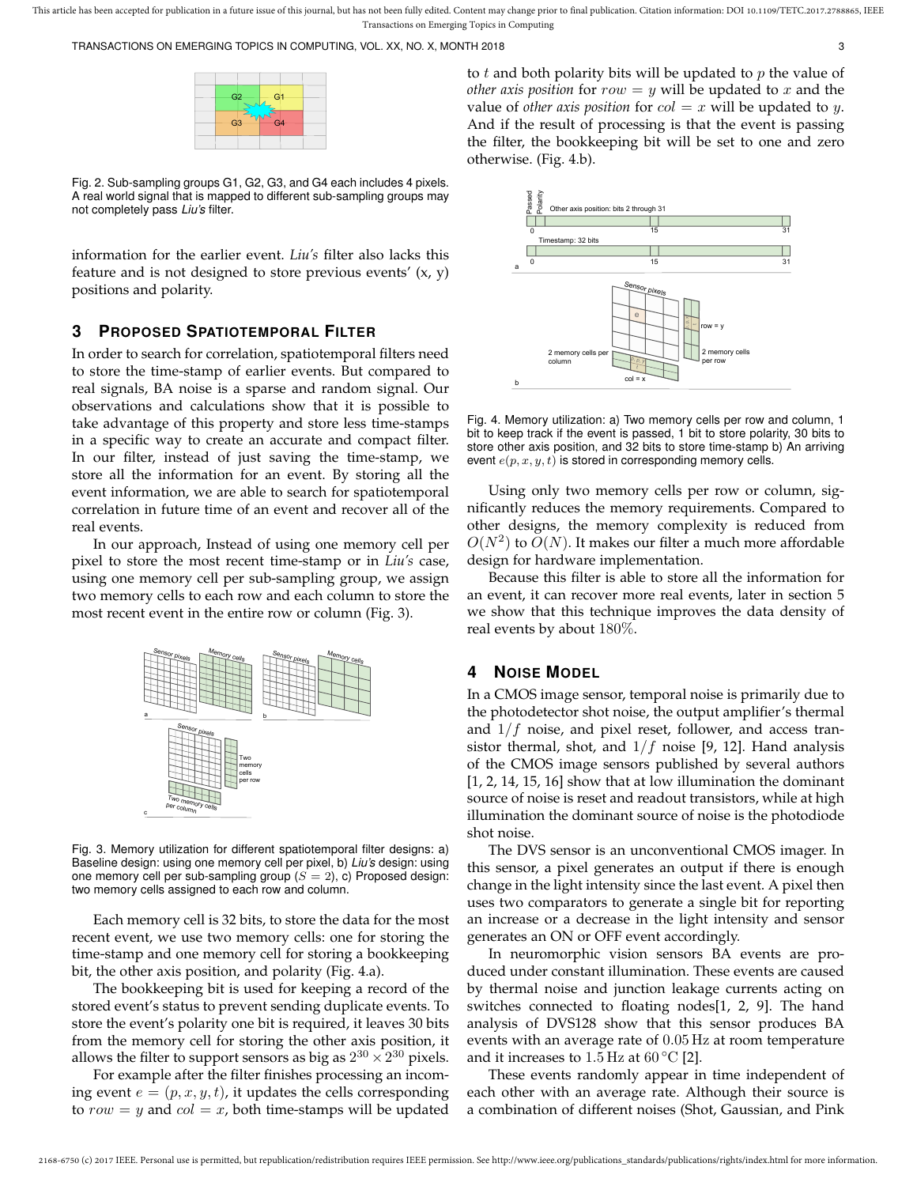Fig. 2. Sub-sampling groups G1, G2, G3, and G4 each includes 4 pixels. A real world signal that is mapped to different sub-sampling groups may not completely pass *Liu's* filter.

information for the earlier event. *Liu's* filter also lacks this feature and is not designed to store previous events' (x, y) positions and polarity.

## 3 Proposed Spatiotemporal Filter

In order to search for correlation, spatiotemporal filters need to store the time-stamp of earlier events. But compared to real signals, BA noise is a sparse and random signal. Our observations and calculations show that it is possible to take advantage of this property and store less time-stamps in a specific way to create an accurate and compact filter. In our filter, instead of just saving the time-stamp, we store all the information for an event. By storing all the event information, we are able to search for spatiotemporal correlation in future time of an event and recover all of the real events.

In our approach, Instead of using one memory cell per pixel to store the most recent time-stamp or in *Liu's* case, using one memory cell per sub-sampling group, we assign two memory cells to each row and each column to store the most recent event in the entire row or column (Fig. 3).

Fig. 3. Memory utilization for different spatiotemporal filter designs: a) Baseline design: using one memory cell per pixel, b) *Liu's* design: using one memory cell per sub-sampling group ($S = 2$), c) Proposed design: two memory cells assigned to each row and column.

Each memory cell is 32 bits, to store the data for the most recent event, we use two memory cells: one for storing the time-stamp and one memory cell for storing a bookkeeping bit, the other axis position, and polarity (Fig. 4.a).

The bookkeeping bit is used for keeping a record of the stored event's status to prevent sending duplicate events. To store the event's polarity one bit is required, it leaves 30 bits from the memory cell for storing the other axis position, it allows the filter to support sensors as big as $2^{30} \times 2^{30}$ pixels.

For example after the filter finishes processing an incoming event $e = (p, x, y, t)$, it updates the cells corresponding to $row = y$ and $col = x$, both time-stamps will be updated to $t$ and both polarity bits will be updated to $p$ the value of *other axis position* for $row = y$ will be updated to $x$ and the value of *other axis position* for $col = x$ will be updated to $y$. And if the result of processing is that the event is passing the filter, the bookkeeping bit will be set to one and zero otherwise. (Fig. 4.b).

Fig. 4. Memory utilization: a) Two memory cells per row and column, 1 bit to keep track if the event is passed, 1 bit to store polarity, 30 bits to store other axis position, and 32 bits to store time-stamp b) An arriving event $e(p, x, y, t)$ is stored in corresponding memory cells.

Using only two memory cells per row or column, significantly reduces the memory requirements. Compared to other designs, the memory complexity is reduced from $O(N^2)$ to $O(N)$. It makes our filter a much more affordable design for hardware implementation.

Because this filter is able to store all the information for an event, it can recover more real events, later in section 5 we show that this technique improves the data density of real events by about $180\%$.

## 4 Noise Model

In a CMOS image sensor, temporal noise is primarily due to the photodetector shot noise, the output amplifier's thermal and $1/f$ noise, and pixel reset, follower, and access transistor thermal, shot, and $1/f$ noise [9, 12]. Hand analysis of the CMOS image sensors published by several authors [1, 2, 14, 15, 16] show that at low illumination the dominant source of noise is reset and readout transistors, while at high illumination the dominant source of noise is the photodiode shot noise.

The DVS sensor is an unconventional CMOS imager. In this sensor, a pixel generates an output if there is enough change in the light intensity since the last event. A pixel then uses two comparators to generate a single bit for reporting an increase or a decrease in the light intensity and sensor generates an ON or OFF event accordingly.

In neuromorphic vision sensors BA events are produced under constant illumination. These events are caused by thermal noise and junction leakage currents acting on switches connected to floating nodes[1, 2, 9]. The hand analysis of DVS128 show that this sensor produces BA events with an average rate of $0.05\,\mathrm{Hz}$ at room temperature and it increases to $1.5\,\mathrm{Hz}$ at $60\,^{\circ}\mathrm{C}$ [2].

These events randomly appear in time independent of each other with an average rate. Although their source is a combination of different noises (Shot, Gaussian, and Pink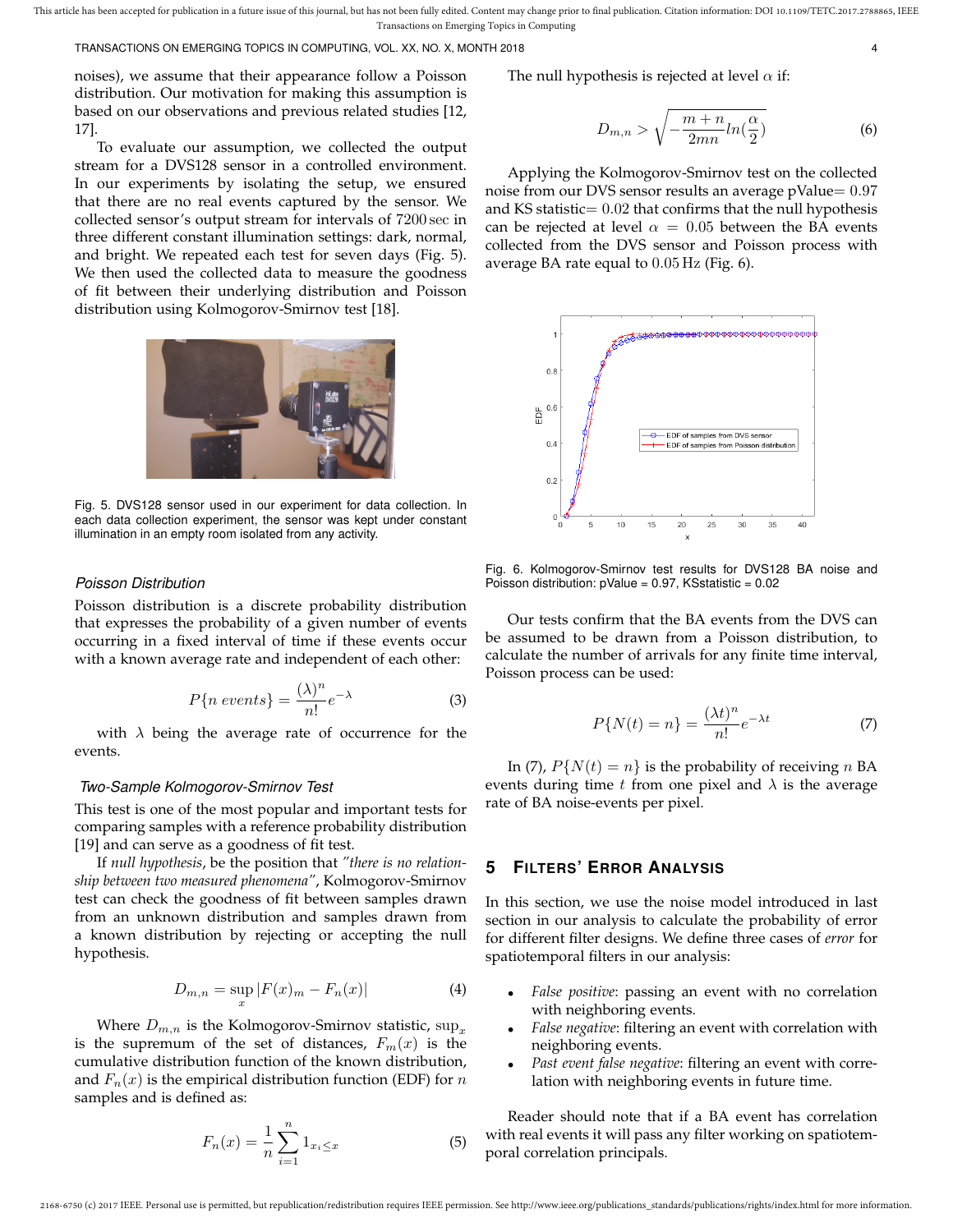noises), we assume that their appearance follow a Poisson distribution. Our motivation for making this assumption is based on our observations and previous related studies [12, 17].

To evaluate our assumption, we collected the output stream for a DVS128 sensor in a controlled environment. In our experiments by isolating the setup, we ensured that there are no real events captured by the sensor. We collected sensor's output stream for intervals of 7200 sec in three different constant illumination settings: dark, normal, and bright. We repeated each test for seven days (Fig. 5). We then used the collected data to measure the goodness of fit between their underlying distribution and Poisson distribution using Kolmogorov-Smirnov test [18].

Fig. 5. DVS128 sensor used in our experiment for data collection. In each data collection experiment, the sensor was kept under constant illumination in an empty room isolated from any activity.

### *Poisson Distribution*

Poisson distribution is a discrete probability distribution that expresses the probability of a given number of events occurring in a fixed interval of time if these events occur with a known average rate and independent of each other:

$$P\{n\ events\} = \frac{(\lambda)^n}{n!}e^{-\lambda} \tag{3}$$

with $\lambda$ being the average rate of occurrence for the events.

### *Two-Sample Kolmogorov-Smirnov Test*

This test is one of the most popular and important tests for comparing samples with a reference probability distribution [19] and can serve as a goodness of fit test.

If *null hypothesis*, be the position that *"there is no relationship between two measured phenomena"*, Kolmogorov-Smirnov test can check the goodness of fit between samples drawn from an unknown distribution and samples drawn from a known distribution by rejecting or accepting the null hypothesis.

$$D_{m,n} = \sup_x |F(x)_m - F_n(x)| \tag{4}$$

Where $D_{m,n}$ is the Kolmogorov-Smirnov statistic, $\sup_x$ is the supremum of the set of distances, $F_m(x)$ is the cumulative distribution function of the known distribution, and $F_n(x)$ is the empirical distribution function (EDF) for $n$ samples and is defined as:

$$F_n(x) = \frac{1}{n}\sum_{i=1}^{n} 1_{x_i \leq x} \tag{5}$$

The null hypothesis is rejected at level $\alpha$ if:

$$D_{m,n} > \sqrt{-\frac{m+n}{2mn}ln(\frac{\alpha}{2})} \tag{6}$$

Applying the Kolmogorov-Smirnov test on the collected noise from our DVS sensor results an average pValue= 0.97 and KS statistic= 0.02 that confirms that the null hypothesis can be rejected at level $\alpha = 0.05$ between the BA events collected from the DVS sensor and Poisson process with average BA rate equal to 0.05 Hz (Fig. 6).

Fig. 6. Kolmogorov-Smirnov test results for DVS128 BA noise and Poisson distribution: pValue = 0.97, KSstatistic = 0.02

Our tests confirm that the BA events from the DVS can be assumed to be drawn from a Poisson distribution, to calculate the number of arrivals for any finite time interval, Poisson process can be used:

$$P\{N(t) = n\} = \frac{(\lambda t)^n}{n!}e^{-\lambda t} \tag{7}$$

In (7), $P\{N(t) = n\}$ is the probability of receiving $n$ BA events during time $t$ from one pixel and $\lambda$ is the average rate of BA noise-events per pixel.

## 5 Filters' Error Analysis

In this section, we use the noise model introduced in last section in our analysis to calculate the probability of error for different filter designs. We define three cases of *error* for spatiotemporal filters in our analysis:

- *False positive*: passing an event with no correlation with neighboring events.
- *False negative*: filtering an event with correlation with neighboring events.
- *Past event false negative*: filtering an event with correlation with neighboring events in future time.

Reader should note that if a BA event has correlation with real events it will pass any filter working on spatiotemporal correlation principals.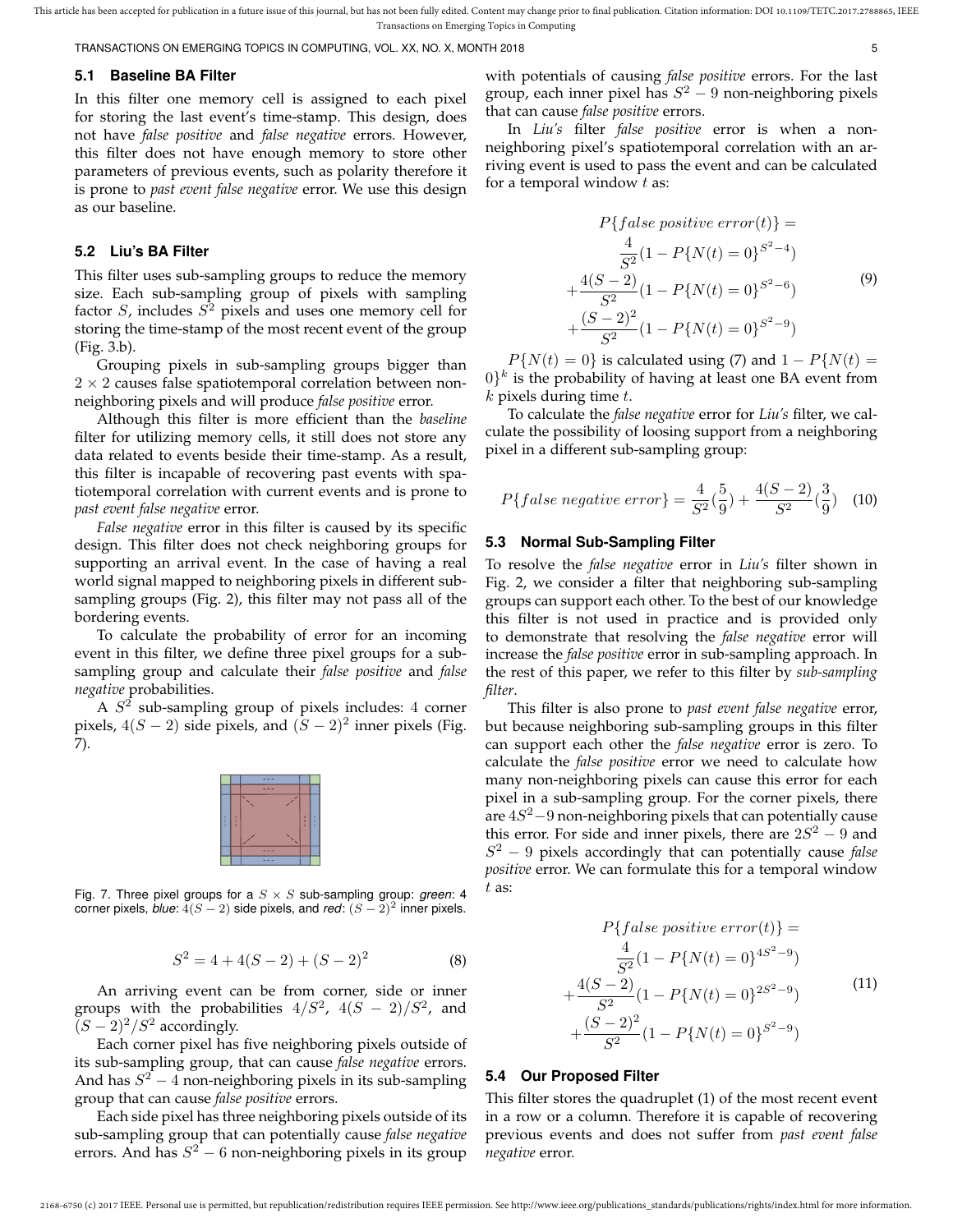### 5.1 Baseline BA Filter

In this filter one memory cell is assigned to each pixel for storing the last event's time-stamp. This design, does not have *false positive* and *false negative* errors. However, this filter does not have enough memory to store other parameters of previous events, such as polarity therefore it is prone to *past event false negative* error. We use this design as our baseline.

### 5.2 Liu's BA Filter

This filter uses sub-sampling groups to reduce the memory size. Each sub-sampling group of pixels with sampling factor $S$, includes $S^2$ pixels and uses one memory cell for storing the time-stamp of the most recent event of the group (Fig. 3.b).

Grouping pixels in sub-sampling groups bigger than $2 \times 2$ causes false spatiotemporal correlation between non-neighboring pixels and will produce *false positive* error.

Although this filter is more efficient than the *baseline* filter for utilizing memory cells, it still does not store any data related to events beside their time-stamp. As a result, this filter is incapable of recovering past events with spatiotemporal correlation with current events and is prone to *past event false negative* error.

*False negative* error in this filter is caused by its specific design. This filter does not check neighboring groups for supporting an arrival event. In the case of having a real world signal mapped to neighboring pixels in different sub-sampling groups (Fig. 2), this filter may not pass all of the bordering events.

To calculate the probability of error for an incoming event in this filter, we define three pixel groups for a sub-sampling group and calculate their *false positive* and *false negative* probabilities.

A $S^2$ sub-sampling group of pixels includes: 4 corner pixels, $4(S-2)$ side pixels, and $(S-2)^2$ inner pixels (Fig. 7).

Fig. 7. Three pixel groups for a $S \times S$ sub-sampling group: *green*: 4 corner pixels, *blue*: $4(S-2)$ side pixels, and *red*: $(S-2)^2$ inner pixels.

$$S^2 = 4 + 4(S-2) + (S-2)^2 \tag{8}$$

An arriving event can be from corner, side or inner groups with the probabilities $4/S^2$, $4(S-2)/S^2$, and $(S-2)^2/S^2$ accordingly.

Each corner pixel has five neighboring pixels outside of its sub-sampling group, that can cause *false negative* errors. And has $S^2 - 4$ non-neighboring pixels in its sub-sampling group that can cause *false positive* errors.

Each side pixel has three neighboring pixels outside of its sub-sampling group that can potentially cause *false negative* errors. And has $S^2 - 6$ non-neighboring pixels in its group with potentials of causing *false positive* errors. For the last group, each inner pixel has $S^2 - 9$ non-neighboring pixels that can cause *false positive* errors.

In *Liu's* filter *false positive* error is when a non-neighboring pixel's spatiotemporal correlation with an arriving event is used to pass the event and can be calculated for a temporal window $t$ as:

$$\begin{aligned} P\{false\ positive\ error(t)\} &= \\ \frac{4}{S^2}(1 - P\{N(t) = 0\}^{S^2-4}) \\ + \frac{4(S-2)}{S^2}(1 - P\{N(t) = 0\}^{S^2-6}) \\ + \frac{(S-2)^2}{S^2}(1 - P\{N(t) = 0\}^{S^2-9}) \end{aligned} \tag{9}$$

$P\{N(t) = 0\}$ is calculated using (7) and $1 - P\{N(t) = 0\}^k$ is the probability of having at least one BA event from $k$ pixels during time $t$.

To calculate the *false negative* error for *Liu's* filter, we calculate the possibility of loosing support from a neighboring pixel in a different sub-sampling group:

$$P\{false\ negative\ error\} = \frac{4}{S^2}(\frac{5}{9}) + \frac{4(S-2)}{S^2}(\frac{3}{9}) \tag{10}$$

### 5.3 Normal Sub-Sampling Filter

To resolve the *false negative* error in *Liu's* filter shown in Fig. 2, we consider a filter that neighboring sub-sampling groups can support each other. To the best of our knowledge this filter is not used in practice and is provided only to demonstrate that resolving the *false negative* error will increase the *false positive* error in sub-sampling approach. In the rest of this paper, we refer to this filter by *sub-sampling filter*.

This filter is also prone to *past event false negative* error, but because neighboring sub-sampling groups in this filter can support each other the *false negative* error is zero. To calculate the *false positive* error we need to calculate how many non-neighboring pixels can cause this error for each pixel in a sub-sampling group. For the corner pixels, there are $4S^2 - 9$ non-neighboring pixels that can potentially cause this error. For side and inner pixels, there are $2S^2 - 9$ and $S^2 - 9$ pixels accordingly that can potentially cause *false positive* error. We can formulate this for a temporal window $t$ as:

$$\begin{aligned} P\{false\ positive\ error(t)\} &= \\ \frac{4}{S^2}(1 - P\{N(t) = 0\}^{4S^2-9}) \\ + \frac{4(S-2)}{S^2}(1 - P\{N(t) = 0\}^{2S^2-9}) \\ + \frac{(S-2)^2}{S^2}(1 - P\{N(t) = 0\}^{S^2-9}) \end{aligned} \tag{11}$$

### 5.4 Our Proposed Filter

This filter stores the quadruplet (1) of the most recent event in a row or a column. Therefore it is capable of recovering previous events and does not suffer from *past event false negative* error.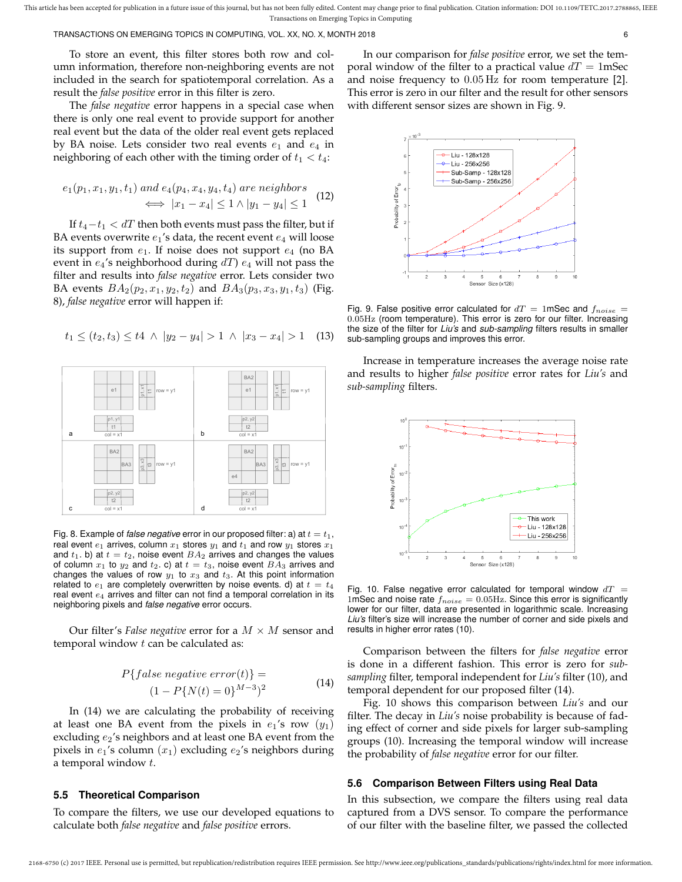To store an event, this filter stores both row and column information, therefore non-neighboring events are not included in the search for spatiotemporal correlation. As a result the *false positive* error in this filter is zero.

The *false negative* error happens in a special case when there is only one real event to provide support for another real event but the data of the older real event gets replaced by BA noise. Lets consider two real events $e_1$ and $e_4$ in neighboring of each other with the timing order of $t_1 < t_4$:

$$e_1(p_1, x_1, y_1, t_1) \text{ and } e_4(p_4, x_4, y_4, t_4) \text{ are neighbors} \iff |x_1 - x_4| \leq 1 \wedge |y_1 - y_4| \leq 1 \quad (12)$$

If $t_4 - t_1 < dT$ then both events must pass the filter, but if BA events overwrite $e_1$'s data, the recent event $e_4$ will loose its support from $e_1$. If noise does not support $e_4$ (no BA event in $e_4$'s neighborhood during $dT$) $e_4$ will not pass the filter and results into *false negative* error. Lets consider two BA events $BA_2(p_2, x_1, y_2, t_2)$ and $BA_3(p_3, x_3, y_1, t_3)$ (Fig. 8), *false negative* error will happen if:

$$t_1 \leq (t_2, t_3) \leq t4 \ \wedge \ |y_2 - y_4| > 1 \ \wedge \ |x_3 - x_4| > 1 \quad (13)$$

Fig. 8. Example of *false negative* error in our proposed filter: a) at $t = t_1$, real event $e_1$ arrives, column $x_1$ stores $y_1$ and $t_1$ and row $y_1$ stores $x_1$ and $t_1$. b) at $t = t_2$, noise event $BA_2$ arrives and changes the values of column $x_1$ to $y_2$ and $t_2$. c) at $t = t_3$, noise event $BA_3$ arrives and changes the values of row $y_1$ to $x_3$ and $t_3$. At this point information related to $e_1$ are completely overwritten by noise events. d) at $t = t_4$ real event $e_4$ arrives and filter can not find a temporal correlation in its neighboring pixels and *false negative* error occurs.

Our filter's *False negative* error for a $M \times M$ sensor and temporal window $t$ can be calculated as:

$$P\{false\ negative\ error(t)\} = (1 - P\{N(t) = 0\}^{M-3})^2 \quad (14)$$

In (14) we are calculating the probability of receiving at least one BA event from the pixels in $e_1$'s row $(y_1)$ excluding $e_2$'s neighbors and at least one BA event from the pixels in $e_1$'s column $(x_1)$ excluding $e_2$'s neighbors during a temporal window $t$.

### 5.5 Theoretical Comparison

To compare the filters, we use our developed equations to calculate both *false negative* and *false positive* errors.

In our comparison for *false positive* error, we set the temporal window of the filter to a practical value $dT = 1$mSec and noise frequency to $0.05\,$Hz for room temperature [2]. This error is zero in our filter and the result for other sensors with different sensor sizes are shown in Fig. 9.

Fig. 9. False positive error calculated for $dT = 1$mSec and $f_{noise} = 0.05$Hz (room temperature). This error is zero for our filter. Increasing the size of the filter for *Liu's* and *sub-sampling* filters results in smaller sub-sampling groups and improves this error.

Increase in temperature increases the average noise rate and results to higher *false positive* error rates for *Liu's* and *sub-sampling* filters.

Fig. 10. False negative error calculated for temporal window $dT = 1$mSec and noise rate $f_{noise} = 0.05$Hz. Since this error is significantly lower for our filter, data are presented in logarithmic scale. Increasing *Liu's* filter's size will increase the number of corner and side pixels and results in higher error rates (10).

Comparison between the filters for *false negative* error is done in a different fashion. This error is zero for *sub-sampling* filter, temporal independent for *Liu's* filter (10), and temporal dependent for our proposed filter (14).

Fig. 10 shows this comparison between *Liu's* and our filter. The decay in *Liu's* noise probability is because of fading effect of corner and side pixels for larger sub-sampling groups (10). Increasing the temporal window will increase the probability of *false negative* error for our filter.

### 5.6 Comparison Between Filters using Real Data

In this subsection, we compare the filters using real data captured from a DVS sensor. To compare the performance of our filter with the baseline filter, we passed the collected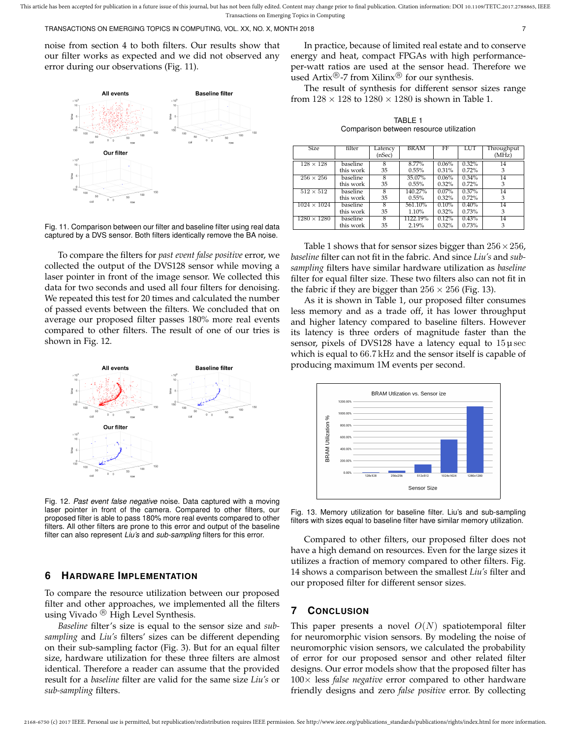noise from section 4 to both filters. Our results show that our filter works as expected and we did not observed any error during our observations (Fig. 11).

Fig. 11. Comparison between our filter and baseline filter using real data captured by a DVS sensor. Both filters identically remove the BA noise.

To compare the filters for *past event false positive* error, we collected the output of the DVS128 sensor while moving a laser pointer in front of the image sensor. We collected this data for two seconds and used all four filters for denoising. We repeated this test for 20 times and calculated the number of passed events between the filters. We concluded that on average our proposed filter passes 180% more real events compared to other filters. The result of one of our tries is shown in Fig. 12.

Fig. 12. *Past event false negative* noise. Data captured with a moving laser pointer in front of the camera. Compared to other filters, our proposed filter is able to pass 180% more real events compared to other filters. All other filters are prone to this error and output of the baseline filter can also represent *Liu's* and *sub-sampling* filters for this error.

## 6 Hardware Implementation

To compare the resource utilization between our proposed filter and other approaches, we implemented all the filters using Vivado ® High Level Synthesis.

*Baseline* filter's size is equal to the sensor size and *sub-sampling* and *Liu's* filters' sizes can be different depending on their sub-sampling factor (Fig. 3). But for an equal filter size, hardware utilization for these three filters are almost identical. Therefore a reader can assume that the provided result for a *baseline* filter are valid for the same size *Liu's* or *sub-sampling* filters.

In practice, because of limited real estate and to conserve energy and heat, compact FPGAs with high performance-per-watt ratios are used at the sensor head. Therefore we used Artix®-7 from Xilinx® for our synthesis.

The result of synthesis for different sensor sizes range from $128 \times 128$ to $1280 \times 1280$ is shown in Table 1.

TABLE 1
Comparison between resource utilization

| Size | filter | Latency (nSec) | BRAM | FF | LUT | Throughput (MHz) |
|---|---|---|---|---|---|---|
| $128 \times 128$ | baseline | 8 | 8.77% | 0.06% | 0.32% | 14 |
| | this work | 35 | 0.55% | 0.31% | 0.72% | 3 |
| $256 \times 256$ | baseline | 8 | 35.07% | 0.06% | 0.34% | 14 |
| | this work | 35 | 0.55% | 0.32% | 0.72% | 3 |
| $512 \times 512$ | baseline | 8 | 140.27% | 0.07% | 0.37% | 14 |
| | this work | 35 | 0.55% | 0.32% | 0.72% | 3 |
| $1024 \times 1024$ | baseline | 8 | 561.10% | 0.10% | 0.40% | 14 |
| | this work | 35 | 1.10% | 0.32% | 0.73% | 3 |
| $1280 \times 1280$ | baseline | 8 | 1122.19% | 0.12% | 0.43% | 14 |
| | this work | 35 | 2.19% | 0.32% | 0.73% | 3 |

Table 1 shows that for sensor sizes bigger than $256 \times 256$, *baseline* filter can not fit in the fabric. And since *Liu's* and *sub-sampling* filters have similar hardware utilization as *baseline* filter for equal filter size. These two filters also can not fit in the fabric if they are bigger than $256 \times 256$ (Fig. 13).

As it is shown in Table 1, our proposed filter consumes less memory and as a trade off, it has lower throughput and higher latency compared to baseline filters. However its latency is three orders of magnitude faster than the sensor, pixels of DVS128 have a latency equal to $15\,\mu$sec which is equal to $66.7\,$kHz and the sensor itself is capable of producing maximum 1M events per second.

Fig. 13. Memory utilization for baseline filter. Liu's and sub-sampling filters with sizes equal to baseline filter have similar memory utilization.

Compared to other filters, our proposed filter does not have a high demand on resources. Even for the large sizes it utilizes a fraction of memory compared to other filters. Fig. 14 shows a comparison between the smallest *Liu's* filter and our proposed filter for different sensor sizes.

## 7 Conclusion

This paper presents a novel $O(N)$ spatiotemporal filter for neuromorphic vision sensors. By modeling the noise of neuromorphic vision sensors, we calculated the probability of error for our proposed sensor and other related filter designs. Our error models show that the proposed filter has $100\times$ less *false negative* error compared to other hardware friendly designs and zero *false positive* error. By collecting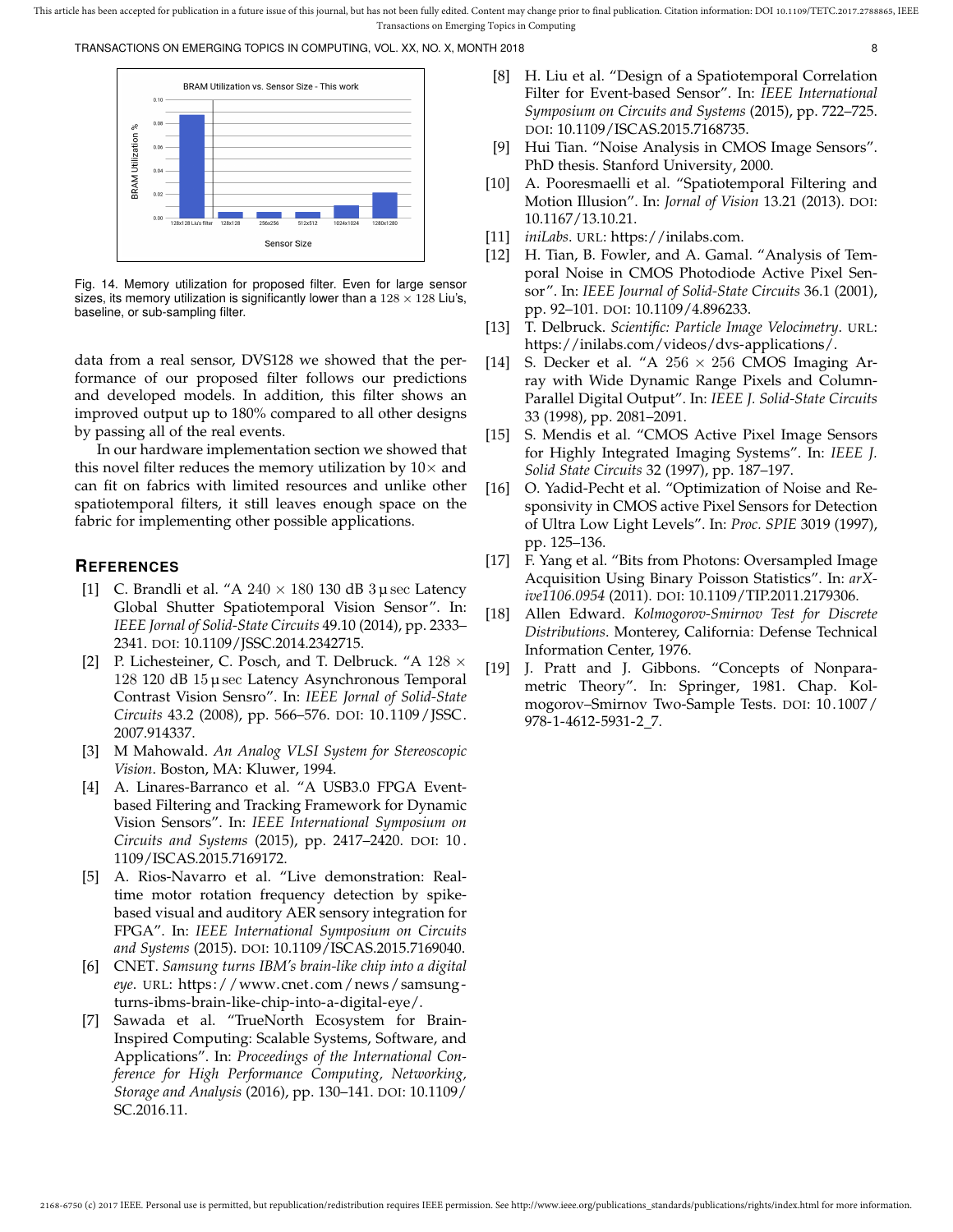BRAM Utilization vs. Sensor Size - This work

BRAM Utilization %

0.10
0.08
0.06
0.04
0.02
0.00

128x128 Liu's filter
128x128
256x256
512x512
1024x1024
1280x1280

Sensor Size

Fig. 14. Memory utilization for proposed filter. Even for large sensor sizes, its memory utilization is significantly lower than a $128 \times 128$ Liu's, baseline, or sub-sampling filter.

data from a real sensor, DVS128 we showed that the performance of our proposed filter follows our predictions and developed models. In addition, this filter shows an improved output up to 180% compared to all other designs by passing all of the real events.

In our hardware implementation section we showed that this novel filter reduces the memory utilization by $10\times$ and can fit on fabrics with limited resources and unlike other spatiotemporal filters, it still leaves enough space on the fabric for implementing other possible applications.

## References

[1] C. Brandli et al. "A $240 \times 180$ 130 dB 3 µsec Latency Global Shutter Spatiotemporal Vision Sensor". In: *IEEE Jornal of Solid-State Circuits* 49.10 (2014), pp. 2333–2341. DOI: 10.1109/JSSC.2014.2342715.

[2] P. Lichesteiner, C. Posch, and T. Delbruck. "A $128 \times 128$ 120 dB 15 µsec Latency Asynchronous Temporal Contrast Vision Sensro". In: *IEEE Jornal of Solid-State Circuits* 43.2 (2008), pp. 566–576. DOI: 10.1109/JSSC.2007.914337.

[3] M Mahowald. *An Analog VLSI System for Stereoscopic Vision*. Boston, MA: Kluwer, 1994.

[4] A. Linares-Barranco et al. "A USB3.0 FPGA Event-based Filtering and Tracking Framework for Dynamic Vision Sensors". In: *IEEE International Symposium on Circuits and Systems* (2015), pp. 2417–2420. DOI: 10.1109/ISCAS.2015.7169172.

[5] A. Rios-Navarro et al. "Live demonstration: Real-time motor rotation frequency detection by spike-based visual and auditory AER sensory integration for FPGA". In: *IEEE International Symposium on Circuits and Systems* (2015). DOI: 10.1109/ISCAS.2015.7169040.

[6] CNET. *Samsung turns IBM's brain-like chip into a digital eye*. URL: https://www.cnet.com/news/samsung-turns-ibms-brain-like-chip-into-a-digital-eye/.

[7] Sawada et al. "TrueNorth Ecosystem for Brain-Inspired Computing: Scalable Systems, Software, and Applications". In: *Proceedings of the International Conference for High Performance Computing, Networking, Storage and Analysis* (2016), pp. 130–141. DOI: 10.1109/SC.2016.11.

[8] H. Liu et al. "Design of a Spatiotemporal Correlation Filter for Event-based Sensor". In: *IEEE International Symposium on Circuits and Systems* (2015), pp. 722–725. DOI: 10.1109/ISCAS.2015.7168735.

[9] Hui Tian. "Noise Analysis in CMOS Image Sensors". PhD thesis. Stanford University, 2000.

[10] A. Pooresmaelli et al. "Spatiotemporal Filtering and Motion Illusion". In: *Jornal of Vision* 13.21 (2013). DOI: 10.1167/13.10.21.

[11] *iniLabs*. URL: https://inilabs.com.

[12] H. Tian, B. Fowler, and A. Gamal. "Analysis of Temporal Noise in CMOS Photodiode Active Pixel Sensor". In: *IEEE Journal of Solid-State Circuits* 36.1 (2001), pp. 92–101. DOI: 10.1109/4.896233.

[13] T. Delbruck. *Scientific: Particle Image Velocimetry*. URL: https://inilabs.com/videos/dvs-applications/.

[14] S. Decker et al. "A $256 \times 256$ CMOS Imaging Array with Wide Dynamic Range Pixels and Column-Parallel Digital Output". In: *IEEE J. Solid-State Circuits* 33 (1998), pp. 2081–2091.

[15] S. Mendis et al. "CMOS Active Pixel Image Sensors for Highly Integrated Imaging Systems". In: *IEEE J. Solid State Circuits* 32 (1997), pp. 187–197.

[16] O. Yadid-Pecht et al. "Optimization of Noise and Responsivity in CMOS active Pixel Sensors for Detection of Ultra Low Light Levels". In: *Proc. SPIE* 3019 (1997), pp. 125–136.

[17] F. Yang et al. "Bits from Photons: Oversampled Image Acquisition Using Binary Poisson Statistics". In: *arXive1106.0954* (2011). DOI: 10.1109/TIP.2011.2179306.

[18] Allen Edward. *Kolmogorov-Smirnov Test for Discrete Distributions*. Monterey, California: Defense Technical Information Center, 1976.

[19] J. Pratt and J. Gibbons. "Concepts of Nonparametric Theory". In: Springer, 1981. Chap. Kolmogorov–Smirnov Two-Sample Tests. DOI: 10.1007/978-1-4612-5931-2_7.